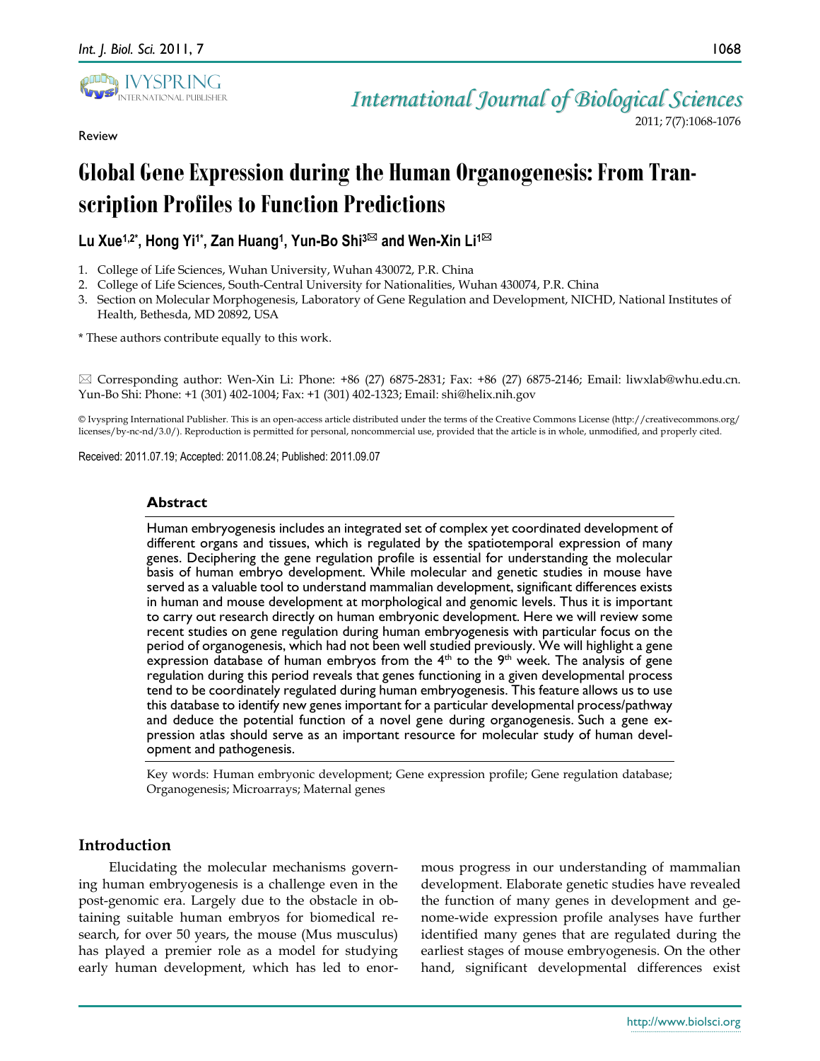Review

# Global Gene Expression during the Human Organogenesis: From Transcription Profiles to Function Predictions

**Lu Xue[1,2*], Hong Yi[1*], Zan Huang[1], Yun-Bo Shi[3]✉ and Wen-Xin Li[1]✉**

1. College of Life Sciences, Wuhan University, Wuhan 430072, P.R. China
2. College of Life Sciences, South-Central University for Nationalities, Wuhan 430074, P.R. China
3. Section on Molecular Morphogenesis, Laboratory of Gene Regulation and Development, NICHD, National Institutes of Health, Bethesda, MD 20892, USA

\* These authors contribute equally to this work.

✉ Corresponding author: Wen-Xin Li: Phone: +86 (27) 6875-2831; Fax: +86 (27) 6875-2146; Email: liwxlab@whu.edu.cn. Yun-Bo Shi: Phone: +1 (301) 402-1004; Fax: +1 (301) 402-1323; Email: shi@helix.nih.gov

© Ivyspring International Publisher. This is an open-access article distributed under the terms of the Creative Commons License (http://creativecommons.org/licenses/by-nc-nd/3.0/). Reproduction is permitted for personal, noncommercial use, provided that the article is in whole, unmodified, and properly cited.

Received: 2011.07.19; Accepted: 2011.08.24; Published: 2011.09.07

## Abstract

Human embryogenesis includes an integrated set of complex yet coordinated development of different organs and tissues, which is regulated by the spatiotemporal expression of many genes. Deciphering the gene regulation profile is essential for understanding the molecular basis of human embryo development. While molecular and genetic studies in mouse have served as a valuable tool to understand mammalian development, significant differences exists in human and mouse development at morphological and genomic levels. Thus it is important to carry out research directly on human embryonic development. Here we will review some recent studies on gene regulation during human embryogenesis with particular focus on the period of organogenesis, which had not been well studied previously. We will highlight a gene expression database of human embryos from the 4th to the 9th week. The analysis of gene regulation during this period reveals that genes functioning in a given developmental process tend to be coordinately regulated during human embryogenesis. This feature allows us to use this database to identify new genes important for a particular developmental process/pathway and deduce the potential function of a novel gene during organogenesis. Such a gene expression atlas should serve as an important resource for molecular study of human development and pathogenesis.

Key words: Human embryonic development; Gene expression profile; Gene regulation database; Organogenesis; Microarrays; Maternal genes

## Introduction

Elucidating the molecular mechanisms governing human embryogenesis is a challenge even in the post-genomic era. Largely due to the obstacle in obtaining suitable human embryos for biomedical research, for over 50 years, the mouse (Mus musculus) has played a premier role as a model for studying early human development, which has led to enormous progress in our understanding of mammalian development. Elaborate genetic studies have revealed the function of many genes in development and genome-wide expression profile analyses have further identified many genes that are regulated during the earliest stages of mouse embryogenesis. On the other hand, significant developmental differences exist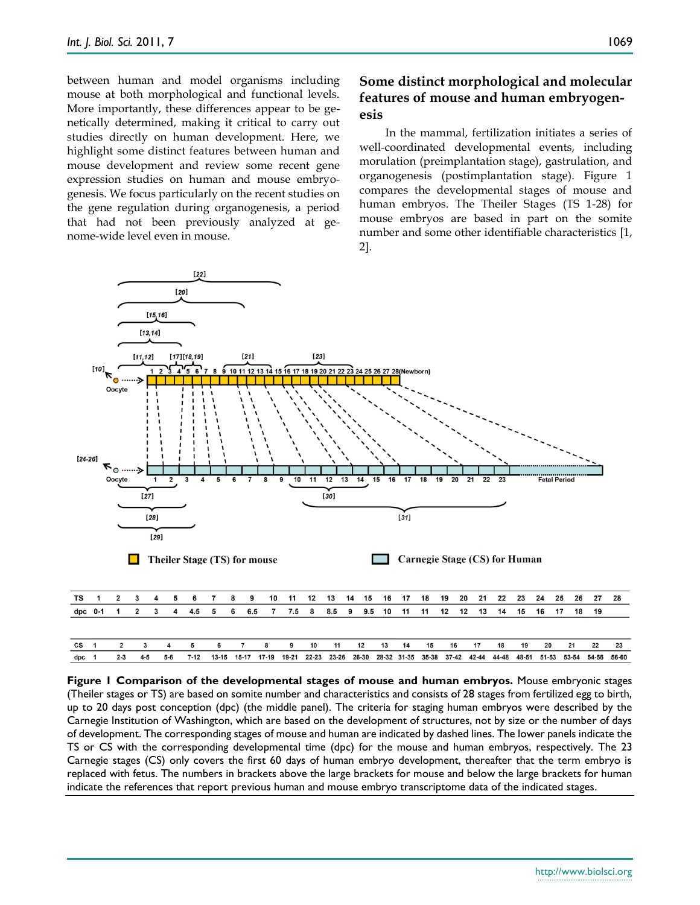between human and model organisms including mouse at both morphological and functional levels. More importantly, these differences appear to be genetically determined, making it critical to carry out studies directly on human development. Here, we highlight some distinct features between human and mouse development and review some recent gene expression studies on human and mouse embryogenesis. We focus particularly on the recent studies on the gene regulation during organogenesis, a period that had not been previously analyzed at genome-wide level even in mouse.

## Some distinct morphological and molecular features of mouse and human embryogenesis

In the mammal, fertilization initiates a series of well-coordinated developmental events, including morulation (preimplantation stage), gastrulation, and organogenesis (postimplantation stage). Figure 1 compares the developmental stages of mouse and human embryos. The Theiler Stages (TS 1-28) for mouse embryos are based in part on the somite number and some other identifiable characteristics [1, 2].

| TS | 1 | 2 | 3 | 4 | 5 | 6 | 7 | 8 | 9 | 10 | 11 | 12 | 13 | 14 | 15 | 16 | 17 | 18 | 19 | 20 | 21 | 22 | 23 | 24 | 25 | 26 | 27 | 28 |
|---|---|---|---|---|---|---|---|---|---|---|---|---|---|---|---|---|---|---|---|---|---|---|---|---|---|---|---|---|
| dpc | 0-1 | 1 | 2 | 3 | 4 | 4.5 | 5 | 6 | 6.5 | 7 | 7.5 | 8 | 8.5 | 9 | 9.5 | 10 | 11 | 11 | 12 | 12 | 13 | 14 | 15 | 16 | 17 | 18 | 19 | |

| CS | 1 | 2 | 3 | 4 | 5 | 6 | 7 | 8 | 9 | 10 | 11 | 12 | 13 | 14 | 15 | 16 | 17 | 18 | 19 | 20 | 21 | 22 | 23 |
|---|---|---|---|---|---|---|---|---|---|---|---|---|---|---|---|---|---|---|---|---|---|---|---|
| dpc | 1 | 2-3 | 4-5 | 5-6 | 7-12 | 13-15 | 15-17 | 17-19 | 19-21 | 22-23 | 23-26 | 26-30 | 28-32 | 31-35 | 35-38 | 37-42 | 42-44 | 44-48 | 48-51 | 51-53 | 53-54 | 54-56 | 56-60 |

**Figure 1 Comparison of the developmental stages of mouse and human embryos.** Mouse embryonic stages (Theiler stages or TS) are based on somite number and characteristics and consists of 28 stages from fertilized egg to birth, up to 20 days post conception (dpc) (the middle panel). The criteria for staging human embryos were described by the Carnegie Institution of Washington, which are based on the development of structures, not by size or the number of days of development. The corresponding stages of mouse and human are indicated by dashed lines. The lower panels indicate the TS or CS with the corresponding developmental time (dpc) for the mouse and human embryos, respectively. The 23 Carnegie stages (CS) only covers the first 60 days of human embryo development, thereafter that the term embryo is replaced with fetus. The numbers in brackets above the large brackets for mouse and below the large brackets for human indicate the references that report previous human and mouse embryo transcriptome data of the indicated stages.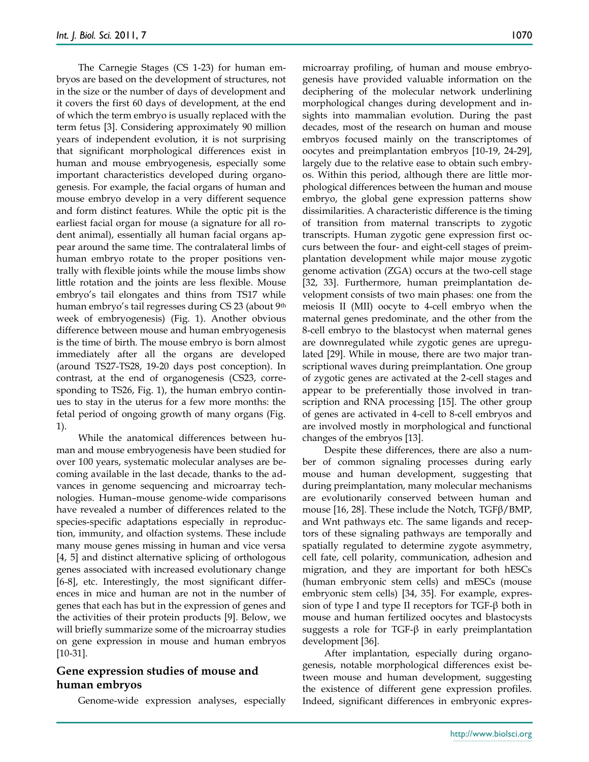The Carnegie Stages (CS 1-23) for human embryos are based on the development of structures, not in the size or the number of days of development and it covers the first 60 days of development, at the end of which the term embryo is usually replaced with the term fetus [3]. Considering approximately 90 million years of independent evolution, it is not surprising that significant morphological differences exist in human and mouse embryogenesis, especially some important characteristics developed during organogenesis. For example, the facial organs of human and mouse embryo develop in a very different sequence and form distinct features. While the optic pit is the earliest facial organ for mouse (a signature for all rodent animal), essentially all human facial organs appear around the same time. The contralateral limbs of human embryo rotate to the proper positions ventrally with flexible joints while the mouse limbs show little rotation and the joints are less flexible. Mouse embryo's tail elongates and thins from TS17 while human embryo's tail regresses during CS 23 (about 9th week of embryogenesis) (Fig. 1). Another obvious difference between mouse and human embryogenesis is the time of birth. The mouse embryo is born almost immediately after all the organs are developed (around TS27-TS28, 19-20 days post conception). In contrast, at the end of organogenesis (CS23, corresponding to TS26, Fig. 1), the human embryo continues to stay in the uterus for a few more months: the fetal period of ongoing growth of many organs (Fig. 1).

While the anatomical differences between human and mouse embryogenesis have been studied for over 100 years, systematic molecular analyses are becoming available in the last decade, thanks to the advances in genome sequencing and microarray technologies. Human–mouse genome-wide comparisons have revealed a number of differences related to the species-specific adaptations especially in reproduction, immunity, and olfaction systems. These include many mouse genes missing in human and vice versa [4, 5] and distinct alternative splicing of orthologous genes associated with increased evolutionary change [6-8], etc. Interestingly, the most significant differences in mice and human are not in the number of genes that each has but in the expression of genes and the activities of their protein products [9]. Below, we will briefly summarize some of the microarray studies on gene expression in mouse and human embryos [10-31].

## Gene expression studies of mouse and human embryos

Genome-wide expression analyses, especially microarray profiling, of human and mouse embryogenesis have provided valuable information on the deciphering of the molecular network underlining morphological changes during development and insights into mammalian evolution. During the past decades, most of the research on human and mouse embryos focused mainly on the transcriptomes of oocytes and preimplantation embryos [10-19, 24-29], largely due to the relative ease to obtain such embryos. Within this period, although there are little morphological differences between the human and mouse embryo, the global gene expression patterns show dissimilarities. A characteristic difference is the timing of transition from maternal transcripts to zygotic transcripts. Human zygotic gene expression first occurs between the four- and eight-cell stages of preimplantation development while major mouse zygotic genome activation (ZGA) occurs at the two-cell stage [32, 33]. Furthermore, human preimplantation development consists of two main phases: one from the meiosis II (MII) oocyte to 4-cell embryo when the maternal genes predominate, and the other from the 8-cell embryo to the blastocyst when maternal genes are downregulated while zygotic genes are upregulated [29]. While in mouse, there are two major transcriptional waves during preimplantation. One group of zygotic genes are activated at the 2-cell stages and appear to be preferentially those involved in transcription and RNA processing [15]. The other group of genes are activated in 4-cell to 8-cell embryos and are involved mostly in morphological and functional changes of the embryos [13].

Despite these differences, there are also a number of common signaling processes during early mouse and human development, suggesting that during preimplantation, many molecular mechanisms are evolutionarily conserved between human and mouse [16, 28]. These include the Notch, TGFβ/BMP, and Wnt pathways etc. The same ligands and receptors of these signaling pathways are temporally and spatially regulated to determine zygote asymmetry, cell fate, cell polarity, communication, adhesion and migration, and they are important for both hESCs (human embryonic stem cells) and mESCs (mouse embryonic stem cells) [34, 35]. For example, expression of type I and type II receptors for TGF-β both in mouse and human fertilized oocytes and blastocysts suggests a role for TGF-β in early preimplantation development [36].

After implantation, especially during organogenesis, notable morphological differences exist between mouse and human development, suggesting the existence of different gene expression profiles. Indeed, significant differences in embryonic expres-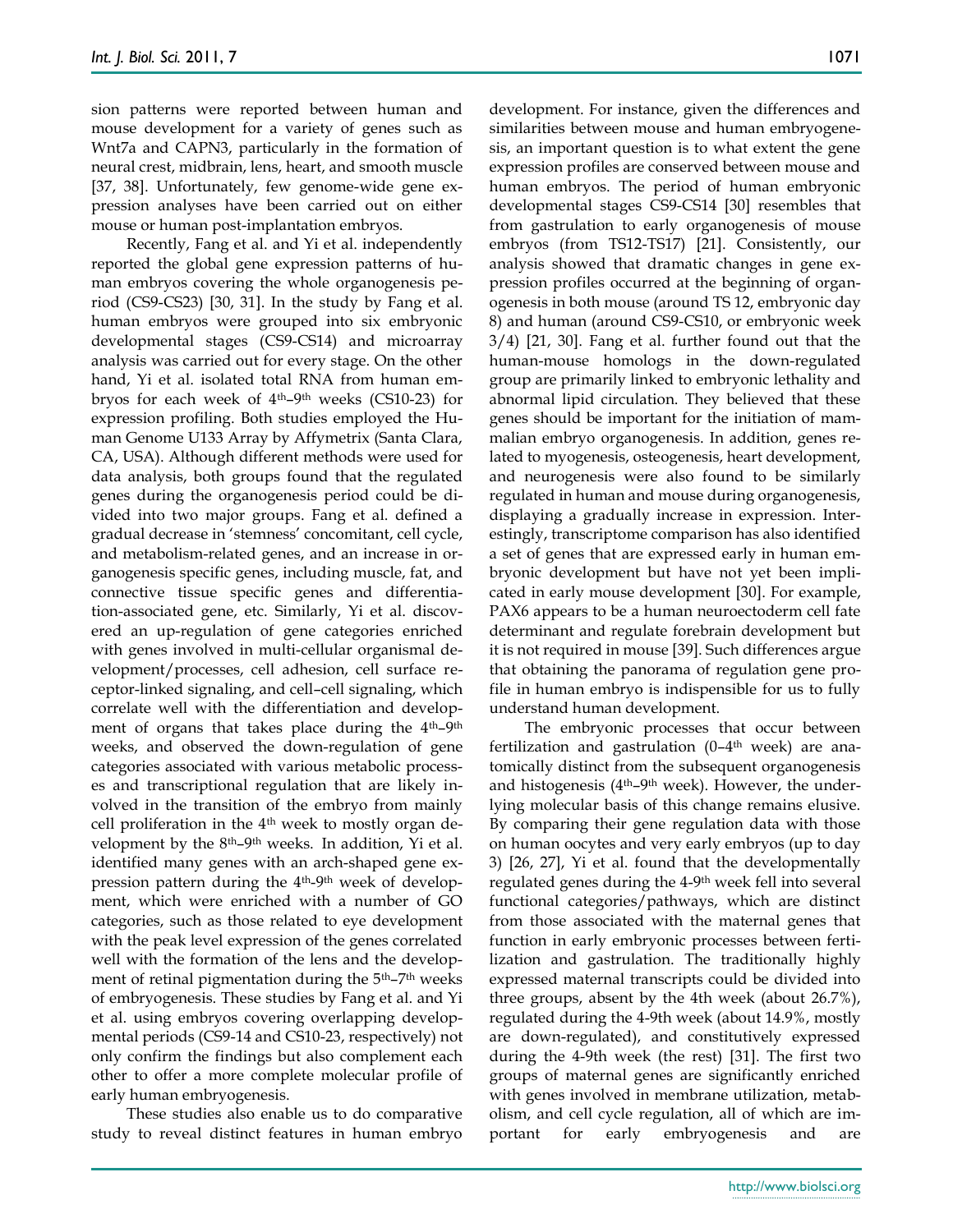sion patterns were reported between human and mouse development for a variety of genes such as Wnt7a and CAPN3, particularly in the formation of neural crest, midbrain, lens, heart, and smooth muscle [37, 38]. Unfortunately, few genome-wide gene expression analyses have been carried out on either mouse or human post-implantation embryos.

Recently, Fang et al. and Yi et al. independently reported the global gene expression patterns of human embryos covering the whole organogenesis period (CS9-CS23) [30, 31]. In the study by Fang et al. human embryos were grouped into six embryonic developmental stages (CS9-CS14) and microarray analysis was carried out for every stage. On the other hand, Yi et al. isolated total RNA from human embryos for each week of 4th–9th weeks (CS10-23) for expression profiling. Both studies employed the Human Genome U133 Array by Affymetrix (Santa Clara, CA, USA). Although different methods were used for data analysis, both groups found that the regulated genes during the organogenesis period could be divided into two major groups. Fang et al. defined a gradual decrease in 'stemness' concomitant, cell cycle, and metabolism-related genes, and an increase in organogenesis specific genes, including muscle, fat, and connective tissue specific genes and differentiation-associated gene, etc. Similarly, Yi et al. discovered an up-regulation of gene categories enriched with genes involved in multi-cellular organismal development/processes, cell adhesion, cell surface receptor-linked signaling, and cell–cell signaling, which correlate well with the differentiation and development of organs that takes place during the 4th–9th weeks, and observed the down-regulation of gene categories associated with various metabolic processes and transcriptional regulation that are likely involved in the transition of the embryo from mainly cell proliferation in the 4th week to mostly organ development by the 8th–9th weeks. In addition, Yi et al. identified many genes with an arch-shaped gene expression pattern during the 4th-9th week of development, which were enriched with a number of GO categories, such as those related to eye development with the peak level expression of the genes correlated well with the formation of the lens and the development of retinal pigmentation during the 5th–7th weeks of embryogenesis. These studies by Fang et al. and Yi et al. using embryos covering overlapping developmental periods (CS9-14 and CS10-23, respectively) not only confirm the findings but also complement each other to offer a more complete molecular profile of early human embryogenesis.

These studies also enable us to do comparative study to reveal distinct features in human embryo development. For instance, given the differences and similarities between mouse and human embryogenesis, an important question is to what extent the gene expression profiles are conserved between mouse and human embryos. The period of human embryonic developmental stages CS9-CS14 [30] resembles that from gastrulation to early organogenesis of mouse embryos (from TS12-TS17) [21]. Consistently, our analysis showed that dramatic changes in gene expression profiles occurred at the beginning of organogenesis in both mouse (around TS 12, embryonic day 8) and human (around CS9-CS10, or embryonic week 3/4) [21, 30]. Fang et al. further found out that the human-mouse homologs in the down-regulated group are primarily linked to embryonic lethality and abnormal lipid circulation. They believed that these genes should be important for the initiation of mammalian embryo organogenesis. In addition, genes related to myogenesis, osteogenesis, heart development, and neurogenesis were also found to be similarly regulated in human and mouse during organogenesis, displaying a gradually increase in expression. Interestingly, transcriptome comparison has also identified a set of genes that are expressed early in human embryonic development but have not yet been implicated in early mouse development [30]. For example, PAX6 appears to be a human neuroectoderm cell fate determinant and regulate forebrain development but it is not required in mouse [39]. Such differences argue that obtaining the panorama of regulation gene profile in human embryo is indispensible for us to fully understand human development.

The embryonic processes that occur between fertilization and gastrulation (0–4th week) are anatomically distinct from the subsequent organogenesis and histogenesis (4th–9th week). However, the underlying molecular basis of this change remains elusive. By comparing their gene regulation data with those on human oocytes and very early embryos (up to day 3) [26, 27], Yi et al. found that the developmentally regulated genes during the 4-9th week fell into several functional categories/pathways, which are distinct from those associated with the maternal genes that function in early embryonic processes between fertilization and gastrulation. The traditionally highly expressed maternal transcripts could be divided into three groups, absent by the 4th week (about 26.7%), regulated during the 4-9th week (about 14.9%, mostly are down-regulated), and constitutively expressed during the 4-9th week (the rest) [31]. The first two groups of maternal genes are significantly enriched with genes involved in membrane utilization, metabolism, and cell cycle regulation, all of which are important for early embryogenesis and are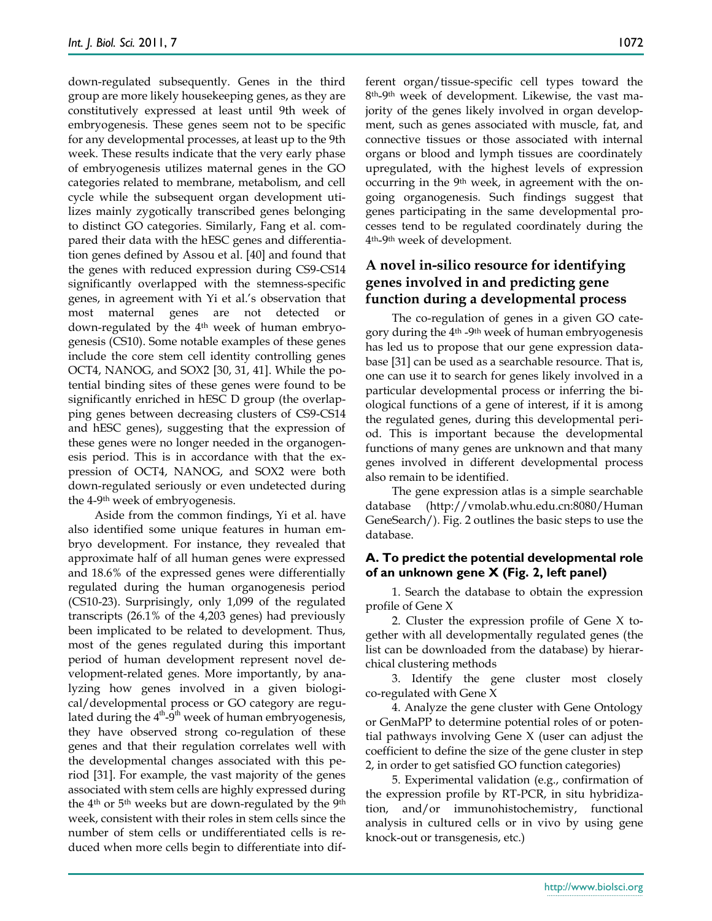down-regulated subsequently. Genes in the third group are more likely housekeeping genes, as they are constitutively expressed at least until 9th week of embryogenesis. These genes seem not to be specific for any developmental processes, at least up to the 9th week. These results indicate that the very early phase of embryogenesis utilizes maternal genes in the GO categories related to membrane, metabolism, and cell cycle while the subsequent organ development utilizes mainly zygotically transcribed genes belonging to distinct GO categories. Similarly, Fang et al. compared their data with the hESC genes and differentiation genes defined by Assou et al. [40] and found that the genes with reduced expression during CS9-CS14 significantly overlapped with the stemness-specific genes, in agreement with Yi et al.'s observation that most maternal genes are not detected or down-regulated by the 4th week of human embryogenesis (CS10). Some notable examples of these genes include the core stem cell identity controlling genes OCT4, NANOG, and SOX2 [30, 31, 41]. While the potential binding sites of these genes were found to be significantly enriched in hESC D group (the overlapping genes between decreasing clusters of CS9-CS14 and hESC genes), suggesting that the expression of these genes were no longer needed in the organogenesis period. This is in accordance with that the expression of OCT4, NANOG, and SOX2 were both down-regulated seriously or even undetected during the 4-9th week of embryogenesis.

Aside from the common findings, Yi et al. have also identified some unique features in human embryo development. For instance, they revealed that approximate half of all human genes were expressed and 18.6% of the expressed genes were differentially regulated during the human organogenesis period (CS10-23). Surprisingly, only 1,099 of the regulated transcripts (26.1% of the 4,203 genes) had previously been implicated to be related to development. Thus, most of the genes regulated during this important period of human development represent novel development-related genes. More importantly, by analyzing how genes involved in a given biological/developmental process or GO category are regulated during the 4th-9th week of human embryogenesis, they have observed strong co-regulation of these genes and that their regulation correlates well with the developmental changes associated with this period [31]. For example, the vast majority of the genes associated with stem cells are highly expressed during the 4th or 5th weeks but are down-regulated by the 9th week, consistent with their roles in stem cells since the number of stem cells or undifferentiated cells is reduced when more cells begin to differentiate into different organ/tissue-specific cell types toward the 8th-9th week of development. Likewise, the vast majority of the genes likely involved in organ development, such as genes associated with muscle, fat, and connective tissues or those associated with internal organs or blood and lymph tissues are coordinately upregulated, with the highest levels of expression occurring in the 9th week, in agreement with the ongoing organogenesis. Such findings suggest that genes participating in the same developmental processes tend to be regulated coordinately during the 4th-9th week of development.

## A novel in-silico resource for identifying genes involved in and predicting gene function during a developmental process

The co-regulation of genes in a given GO category during the 4th -9th week of human embryogenesis has led us to propose that our gene expression database [31] can be used as a searchable resource. That is, one can use it to search for genes likely involved in a particular developmental process or inferring the biological functions of a gene of interest, if it is among the regulated genes, during this developmental period. This is important because the developmental functions of many genes are unknown and that many genes involved in different developmental process also remain to be identified.

The gene expression atlas is a simple searchable database (http://vmolab.whu.edu.cn:8080/HumanGeneSearch/). Fig. 2 outlines the basic steps to use the database.

### A. To predict the potential developmental role of an unknown gene X (Fig. 2, left panel)

1. Search the database to obtain the expression profile of Gene X

2. Cluster the expression profile of Gene X together with all developmentally regulated genes (the list can be downloaded from the database) by hierarchical clustering methods

3. Identify the gene cluster most closely co-regulated with Gene X

4. Analyze the gene cluster with Gene Ontology or GenMaPP to determine potential roles of or potential pathways involving Gene X (user can adjust the coefficient to define the size of the gene cluster in step 2, in order to get satisfied GO function categories)

5. Experimental validation (e.g., confirmation of the expression profile by RT-PCR, in situ hybridization, and/or immunohistochemistry, functional analysis in cultured cells or in vivo by using gene knock-out or transgenesis, etc.)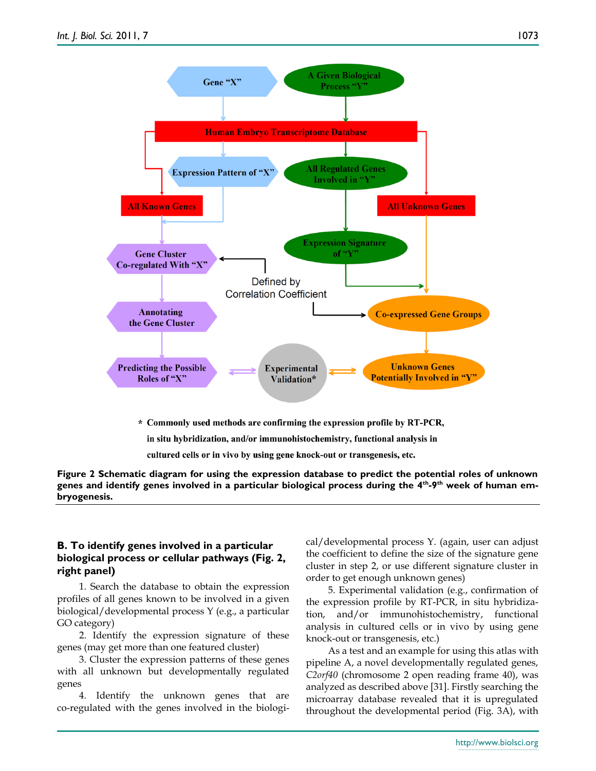* Commonly used methods are confirming the expression profile by RT-PCR, in situ hybridization, and/or immunohistochemistry, functional analysis in cultured cells or in vivo by using gene knock-out or transgenesis, etc.

**Figure 2 Schematic diagram for using the expression database to predict the potential roles of unknown genes and identify genes involved in a particular biological process during the 4[th]-9[th] week of human embryogenesis.**

### B. To identify genes involved in a particular biological process or cellular pathways (Fig. 2, right panel)

1. Search the database to obtain the expression profiles of all genes known to be involved in a given biological/developmental process Y (e.g., a particular GO category)

2. Identify the expression signature of these genes (may get more than one featured cluster)

3. Cluster the expression patterns of these genes with all unknown but developmentally regulated genes

4. Identify the unknown genes that are co-regulated with the genes involved in the biological/developmental process Y. (again, user can adjust the coefficient to define the size of the signature gene cluster in step 2, or use different signature cluster in order to get enough unknown genes)

5. Experimental validation (e.g., confirmation of the expression profile by RT-PCR, in situ hybridization, and/or immunohistochemistry, functional analysis in cultured cells or in vivo by using gene knock-out or transgenesis, etc.)

As a test and an example for using this atlas with pipeline A, a novel developmentally regulated genes, *C2orf40* (chromosome 2 open reading frame 40), was analyzed as described above [31]. Firstly searching the microarray database revealed that it is upregulated throughout the developmental period (Fig. 3A), with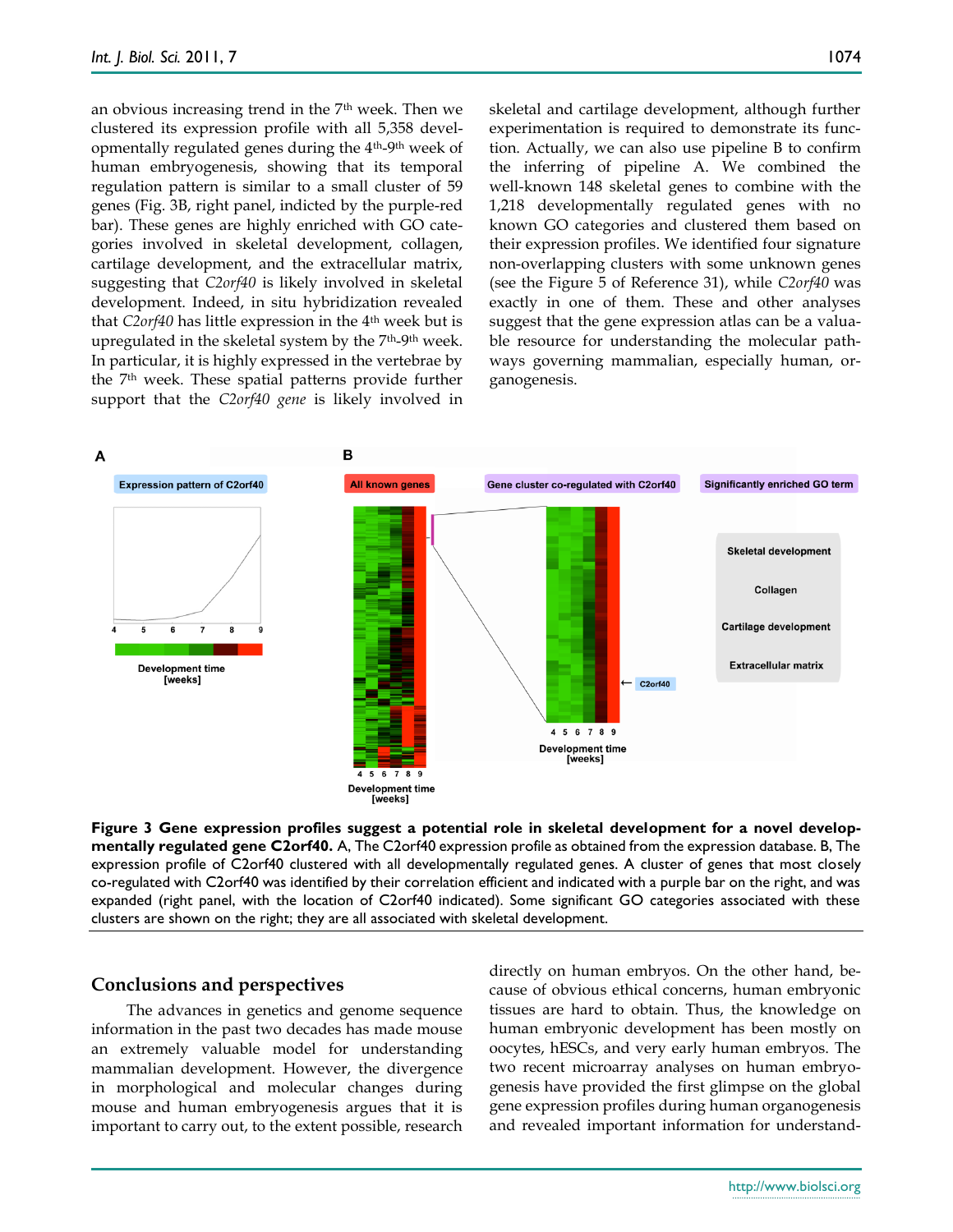an obvious increasing trend in the 7th week. Then we clustered its expression profile with all 5,358 developmentally regulated genes during the 4th-9th week of human embryogenesis, showing that its temporal regulation pattern is similar to a small cluster of 59 genes (Fig. 3B, right panel, indicted by the purple-red bar). These genes are highly enriched with GO categories involved in skeletal development, collagen, cartilage development, and the extracellular matrix, suggesting that *C2orf40* is likely involved in skeletal development. Indeed, in situ hybridization revealed that *C2orf40* has little expression in the 4th week but is upregulated in the skeletal system by the 7th-9th week. In particular, it is highly expressed in the vertebrae by the 7th week. These spatial patterns provide further support that the *C2orf40 gene* is likely involved in skeletal and cartilage development, although further experimentation is required to demonstrate its function. Actually, we can also use pipeline B to confirm the inferring of pipeline A. We combined the well-known 148 skeletal genes to combine with the 1,218 developmentally regulated genes with no known GO categories and clustered them based on their expression profiles. We identified four signature non-overlapping clusters with some unknown genes (see the Figure 5 of Reference 31), while *C2orf40* was exactly in one of them. These and other analyses suggest that the gene expression atlas can be a valuable resource for understanding the molecular pathways governing mammalian, especially human, organogenesis.

**Figure 3 Gene expression profiles suggest a potential role in skeletal development for a novel developmentally regulated gene C2orf40.** A, The C2orf40 expression profile as obtained from the expression database. B, The expression profile of C2orf40 clustered with all developmentally regulated genes. A cluster of genes that most closely co-regulated with C2orf40 was identified by their correlation efficient and indicated with a purple bar on the right, and was expanded (right panel, with the location of C2orf40 indicated). Some significant GO categories associated with these clusters are shown on the right; they are all associated with skeletal development.

## Conclusions and perspectives

The advances in genetics and genome sequence information in the past two decades has made mouse an extremely valuable model for understanding mammalian development. However, the divergence in morphological and molecular changes during mouse and human embryogenesis argues that it is important to carry out, to the extent possible, research directly on human embryos. On the other hand, because of obvious ethical concerns, human embryonic tissues are hard to obtain. Thus, the knowledge on human embryonic development has been mostly on oocytes, hESCs, and very early human embryos. The two recent microarray analyses on human embryogenesis have provided the first glimpse on the global gene expression profiles during human organogenesis and revealed important information for understand-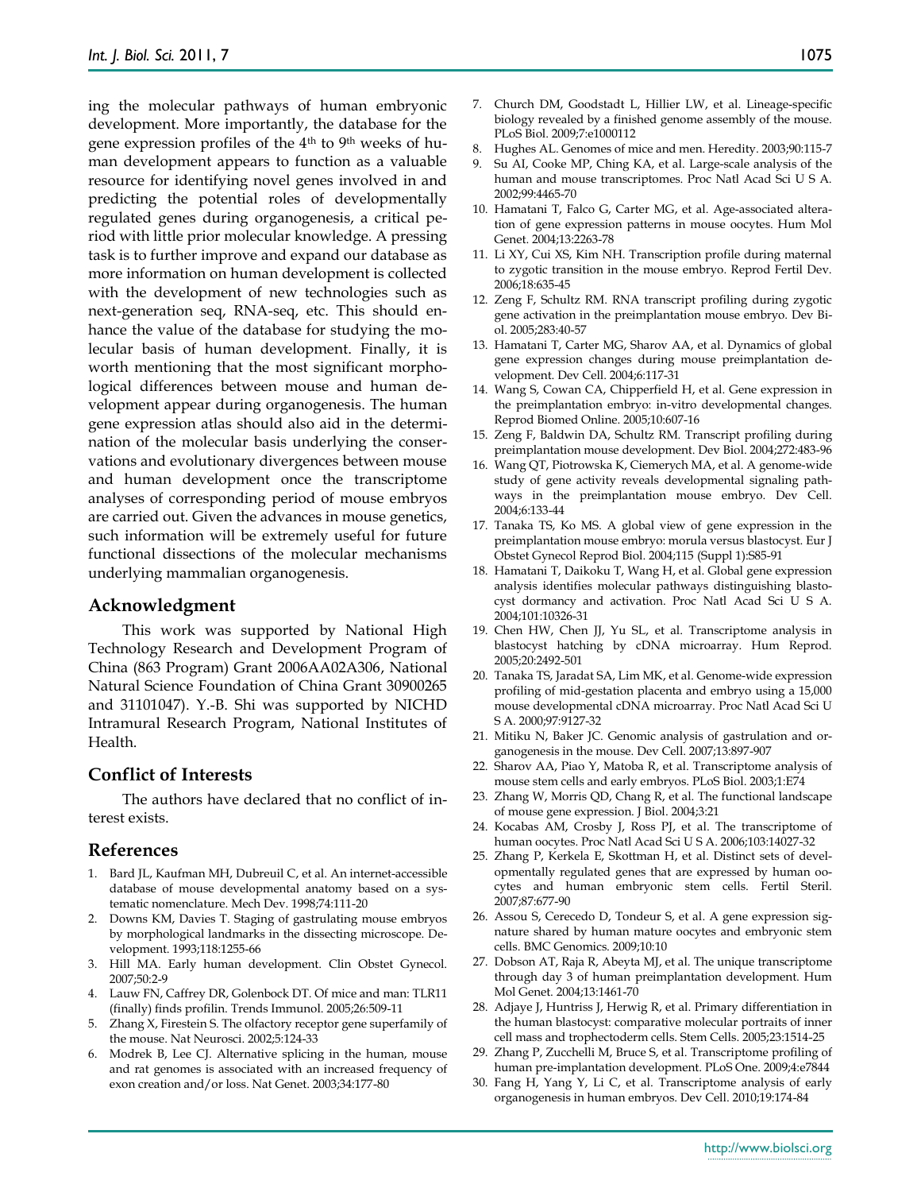ing the molecular pathways of human embryonic development. More importantly, the database for the gene expression profiles of the 4th to 9th weeks of human development appears to function as a valuable resource for identifying novel genes involved in and predicting the potential roles of developmentally regulated genes during organogenesis, a critical period with little prior molecular knowledge. A pressing task is to further improve and expand our database as more information on human development is collected with the development of new technologies such as next-generation seq, RNA-seq, etc. This should enhance the value of the database for studying the molecular basis of human development. Finally, it is worth mentioning that the most significant morphological differences between mouse and human development appear during organogenesis. The human gene expression atlas should also aid in the determination of the molecular basis underlying the conservations and evolutionary divergences between mouse and human development once the transcriptome analyses of corresponding period of mouse embryos are carried out. Given the advances in mouse genetics, such information will be extremely useful for future functional dissections of the molecular mechanisms underlying mammalian organogenesis.

## Acknowledgment

This work was supported by National High Technology Research and Development Program of China (863 Program) Grant 2006AA02A306, National Natural Science Foundation of China Grant 30900265 and 31101047). Y.-B. Shi was supported by NICHD Intramural Research Program, National Institutes of Health.

## Conflict of Interests

The authors have declared that no conflict of interest exists.

## References

1. Bard JL, Kaufman MH, Dubreuil C, et al. An internet-accessible database of mouse developmental anatomy based on a systematic nomenclature. Mech Dev. 1998;74:111-20
2. Downs KM, Davies T. Staging of gastrulating mouse embryos by morphological landmarks in the dissecting microscope. Development. 1993;118:1255-66
3. Hill MA. Early human development. Clin Obstet Gynecol. 2007;50:2-9
4. Lauw FN, Caffrey DR, Golenbock DT. Of mice and man: TLR11 (finally) finds profilin. Trends Immunol. 2005;26:509-11
5. Zhang X, Firestein S. The olfactory receptor gene superfamily of the mouse. Nat Neurosci. 2002;5:124-33
6. Modrek B, Lee CJ. Alternative splicing in the human, mouse and rat genomes is associated with an increased frequency of exon creation and/or loss. Nat Genet. 2003;34:177-80
7. Church DM, Goodstadt L, Hillier LW, et al. Lineage-specific biology revealed by a finished genome assembly of the mouse. PLoS Biol. 2009;7:e1000112
8. Hughes AL. Genomes of mice and men. Heredity. 2003;90:115-7
9. Su AI, Cooke MP, Ching KA, et al. Large-scale analysis of the human and mouse transcriptomes. Proc Natl Acad Sci U S A. 2002;99:4465-70
10. Hamatani T, Falco G, Carter MG, et al. Age-associated alteration of gene expression patterns in mouse oocytes. Hum Mol Genet. 2004;13:2263-78
11. Li XY, Cui XS, Kim NH. Transcription profile during maternal to zygotic transition in the mouse embryo. Reprod Fertil Dev. 2006;18:635-45
12. Zeng F, Schultz RM. RNA transcript profiling during zygotic gene activation in the preimplantation mouse embryo. Dev Biol. 2005;283:40-57
13. Hamatani T, Carter MG, Sharov AA, et al. Dynamics of global gene expression changes during mouse preimplantation development. Dev Cell. 2004;6:117-31
14. Wang S, Cowan CA, Chipperfield H, et al. Gene expression in the preimplantation embryo: in-vitro developmental changes. Reprod Biomed Online. 2005;10:607-16
15. Zeng F, Baldwin DA, Schultz RM. Transcript profiling during preimplantation mouse development. Dev Biol. 2004;272:483-96
16. Wang QT, Piotrowska K, Ciemerych MA, et al. A genome-wide study of gene activity reveals developmental signaling pathways in the preimplantation mouse embryo. Dev Cell. 2004;6:133-44
17. Tanaka TS, Ko MS. A global view of gene expression in the preimplantation mouse embryo: morula versus blastocyst. Eur J Obstet Gynecol Reprod Biol. 2004;115 (Suppl 1):S85-91
18. Hamatani T, Daikoku T, Wang H, et al. Global gene expression analysis identifies molecular pathways distinguishing blastocyst dormancy and activation. Proc Natl Acad Sci U S A. 2004;101:10326-31
19. Chen HW, Chen JJ, Yu SL, et al. Transcriptome analysis in blastocyst hatching by cDNA microarray. Hum Reprod. 2005;20:2492-501
20. Tanaka TS, Jaradat SA, Lim MK, et al. Genome-wide expression profiling of mid-gestation placenta and embryo using a 15,000 mouse developmental cDNA microarray. Proc Natl Acad Sci U S A. 2000;97:9127-32
21. Mitiku N, Baker JC. Genomic analysis of gastrulation and organogenesis in the mouse. Dev Cell. 2007;13:897-907
22. Sharov AA, Piao Y, Matoba R, et al. Transcriptome analysis of mouse stem cells and early embryos. PLoS Biol. 2003;1:E74
23. Zhang W, Morris QD, Chang R, et al. The functional landscape of mouse gene expression. J Biol. 2004;3:21
24. Kocabas AM, Crosby J, Ross PJ, et al. The transcriptome of human oocytes. Proc Natl Acad Sci U S A. 2006;103:14027-32
25. Zhang P, Kerkela E, Skottman H, et al. Distinct sets of developmentally regulated genes that are expressed by human oocytes and human embryonic stem cells. Fertil Steril. 2007;87:677-90
26. Assou S, Cerecedo D, Tondeur S, et al. A gene expression signature shared by human mature oocytes and embryonic stem cells. BMC Genomics. 2009;10:10
27. Dobson AT, Raja R, Abeyta MJ, et al. The unique transcriptome through day 3 of human preimplantation development. Hum Mol Genet. 2004;13:1461-70
28. Adjaye J, Huntriss J, Herwig R, et al. Primary differentiation in the human blastocyst: comparative molecular portraits of inner cell mass and trophectoderm cells. Stem Cells. 2005;23:1514-25
29. Zhang P, Zucchelli M, Bruce S, et al. Transcriptome profiling of human pre-implantation development. PLoS One. 2009;4:e7844
30. Fang H, Yang Y, Li C, et al. Transcriptome analysis of early organogenesis in human embryos. Dev Cell. 2010;19:174-84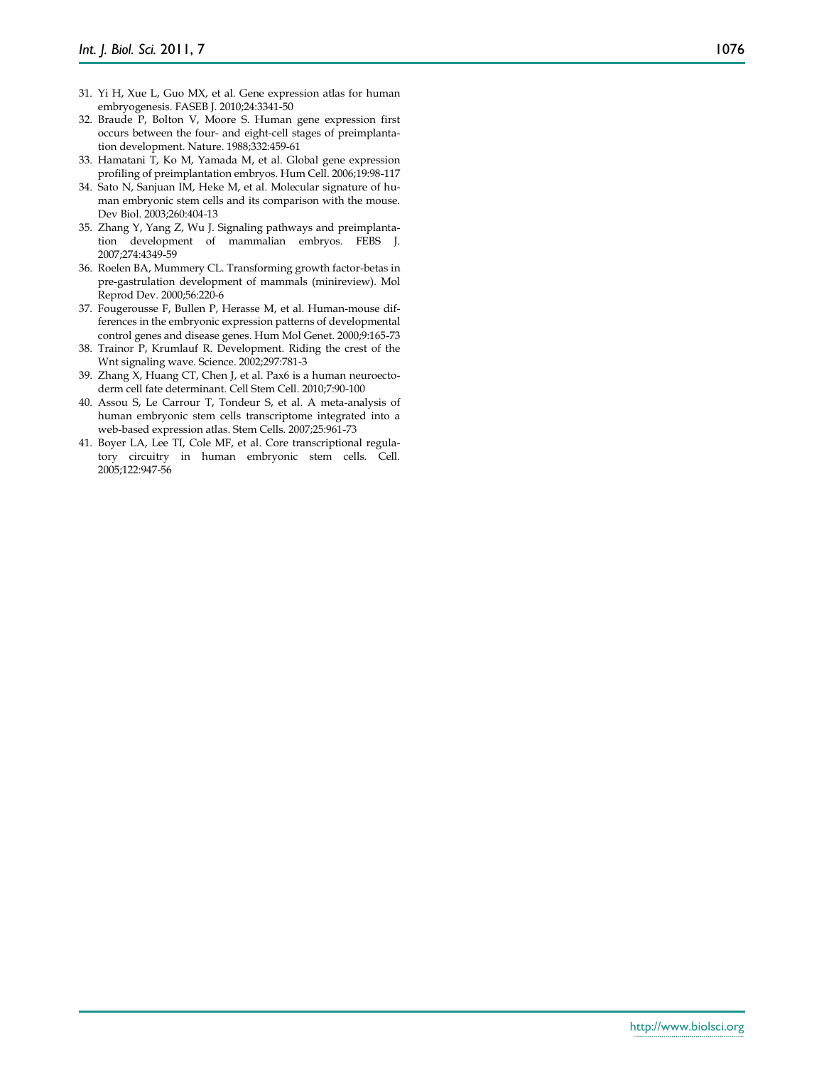31. Yi H, Xue L, Guo MX, et al. Gene expression atlas for human embryogenesis. FASEB J. 2010;24:3341-50
32. Braude P, Bolton V, Moore S. Human gene expression first occurs between the four- and eight-cell stages of preimplantation development. Nature. 1988;332:459-61
33. Hamatani T, Ko M, Yamada M, et al. Global gene expression profiling of preimplantation embryos. Hum Cell. 2006;19:98-117
34. Sato N, Sanjuan IM, Heke M, et al. Molecular signature of human embryonic stem cells and its comparison with the mouse. Dev Biol. 2003;260:404-13
35. Zhang Y, Yang Z, Wu J. Signaling pathways and preimplantation development of mammalian embryos. FEBS J. 2007;274:4349-59
36. Roelen BA, Mummery CL. Transforming growth factor-betas in pre-gastrulation development of mammals (minireview). Mol Reprod Dev. 2000;56:220-6
37. Fougerousse F, Bullen P, Herasse M, et al. Human-mouse differences in the embryonic expression patterns of developmental control genes and disease genes. Hum Mol Genet. 2000;9:165-73
38. Trainor P, Krumlauf R. Development. Riding the crest of the Wnt signaling wave. Science. 2002;297:781-3
39. Zhang X, Huang CT, Chen J, et al. Pax6 is a human neuroectoderm cell fate determinant. Cell Stem Cell. 2010;7:90-100
40. Assou S, Le Carrour T, Tondeur S, et al. A meta-analysis of human embryonic stem cells transcriptome integrated into a web-based expression atlas. Stem Cells. 2007;25:961-73
41. Boyer LA, Lee TI, Cole MF, et al. Core transcriptional regulatory circuitry in human embryonic stem cells. Cell. 2005;122:947-56